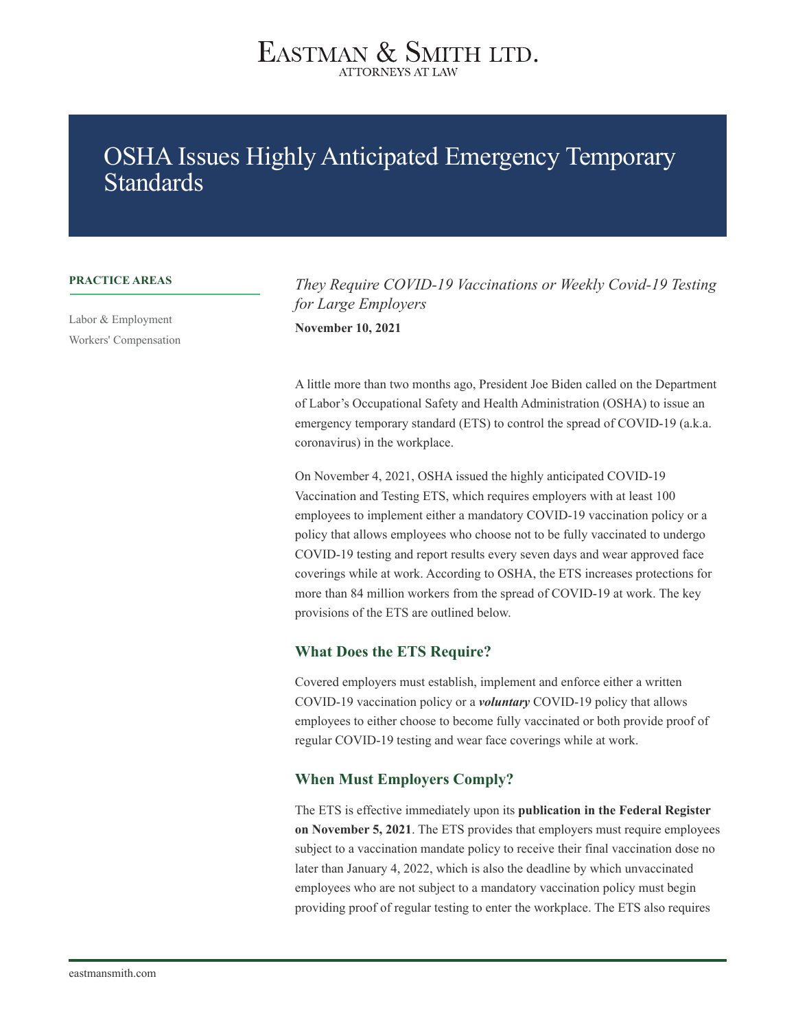# EASTMAN & SMITH LTD.

ATTORNEYS AT LAW

# OSHA Issues Highly Anticipated Emergency Temporary Standards

**PRACTICE AREAS**

Labor & Employment

Workers' Compensation

*They Require COVID-19 Vaccinations or Weekly Covid-19 Testing for Large Employers*

**November 10, 2021**

A little more than two months ago, President Joe Biden called on the Department of Labor's Occupational Safety and Health Administration (OSHA) to issue an emergency temporary standard (ETS) to control the spread of COVID-19 (a.k.a. coronavirus) in the workplace.

On November 4, 2021, OSHA issued the highly anticipated COVID-19 Vaccination and Testing ETS, which requires employers with at least 100 employees to implement either a mandatory COVID-19 vaccination policy or a policy that allows employees who choose not to be fully vaccinated to undergo COVID-19 testing and report results every seven days and wear approved face coverings while at work. According to OSHA, the ETS increases protections for more than 84 million workers from the spread of COVID-19 at work. The key provisions of the ETS are outlined below.

## What Does the ETS Require?

Covered employers must establish, implement and enforce either a written COVID-19 vaccination policy or a ***voluntary*** COVID-19 policy that allows employees to either choose to become fully vaccinated or both provide proof of regular COVID-19 testing and wear face coverings while at work.

## When Must Employers Comply?

The ETS is effective immediately upon its **publication in the Federal Register on November 5, 2021**. The ETS provides that employers must require employees subject to a vaccination mandate policy to receive their final vaccination dose no later than January 4, 2022, which is also the deadline by which unvaccinated employees who are not subject to a mandatory vaccination policy must begin providing proof of regular testing to enter the workplace. The ETS also requires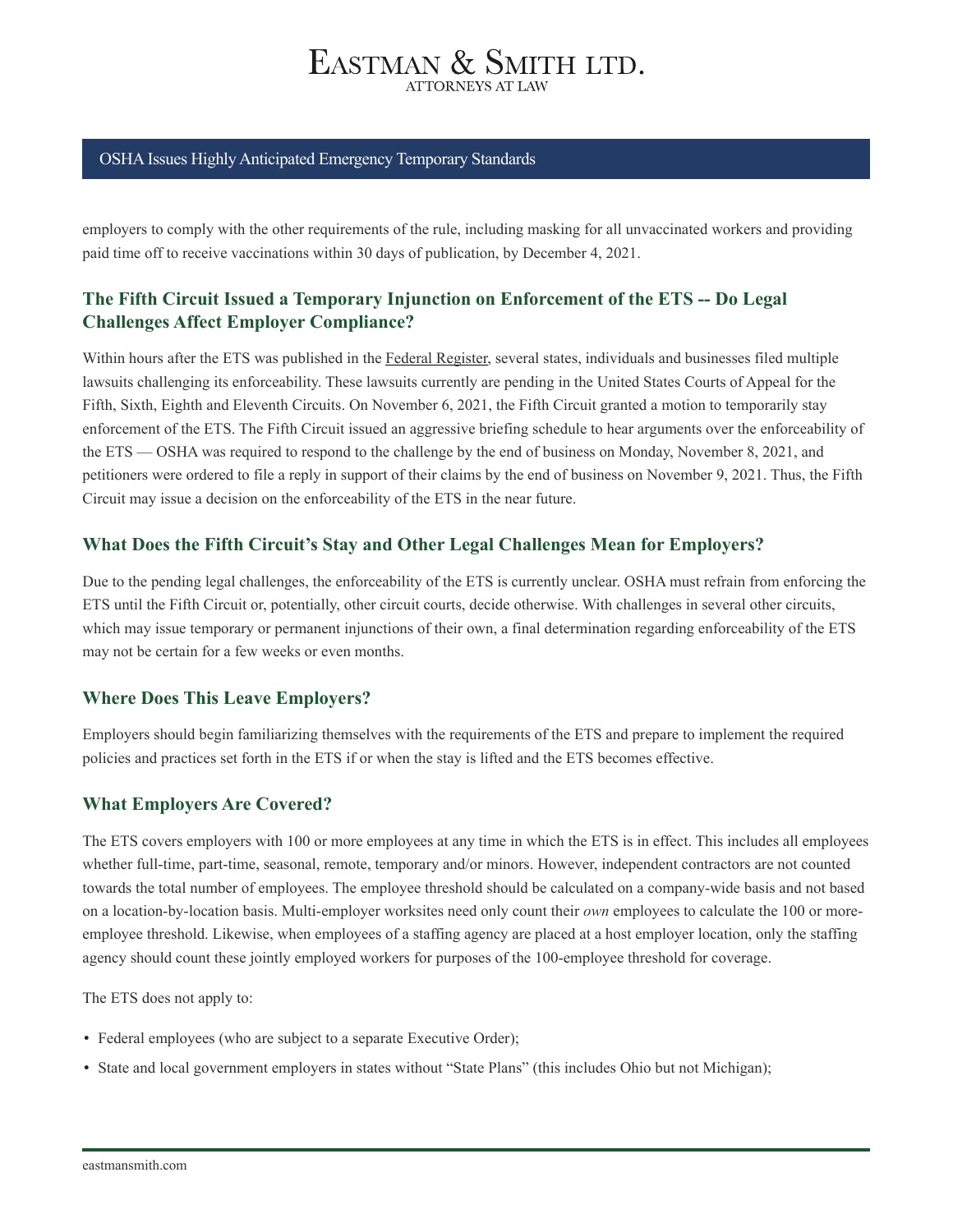employers to comply with the other requirements of the rule, including masking for all unvaccinated workers and providing paid time off to receive vaccinations within 30 days of publication, by December 4, 2021.

## The Fifth Circuit Issued a Temporary Injunction on Enforcement of the ETS -- Do Legal Challenges Affect Employer Compliance?

Within hours after the ETS was published in the Federal Register, several states, individuals and businesses filed multiple lawsuits challenging its enforceability. These lawsuits currently are pending in the United States Courts of Appeal for the Fifth, Sixth, Eighth and Eleventh Circuits. On November 6, 2021, the Fifth Circuit granted a motion to temporarily stay enforcement of the ETS. The Fifth Circuit issued an aggressive briefing schedule to hear arguments over the enforceability of the ETS — OSHA was required to respond to the challenge by the end of business on Monday, November 8, 2021, and petitioners were ordered to file a reply in support of their claims by the end of business on November 9, 2021. Thus, the Fifth Circuit may issue a decision on the enforceability of the ETS in the near future.

## What Does the Fifth Circuit's Stay and Other Legal Challenges Mean for Employers?

Due to the pending legal challenges, the enforceability of the ETS is currently unclear. OSHA must refrain from enforcing the ETS until the Fifth Circuit or, potentially, other circuit courts, decide otherwise. With challenges in several other circuits, which may issue temporary or permanent injunctions of their own, a final determination regarding enforceability of the ETS may not be certain for a few weeks or even months.

## Where Does This Leave Employers?

Employers should begin familiarizing themselves with the requirements of the ETS and prepare to implement the required policies and practices set forth in the ETS if or when the stay is lifted and the ETS becomes effective.

## What Employers Are Covered?

The ETS covers employers with 100 or more employees at any time in which the ETS is in effect. This includes all employees whether full-time, part-time, seasonal, remote, temporary and/or minors. However, independent contractors are not counted towards the total number of employees. The employee threshold should be calculated on a company-wide basis and not based on a location-by-location basis. Multi-employer worksites need only count their *own* employees to calculate the 100 or more-employee threshold. Likewise, when employees of a staffing agency are placed at a host employer location, only the staffing agency should count these jointly employed workers for purposes of the 100-employee threshold for coverage.

The ETS does not apply to:

- Federal employees (who are subject to a separate Executive Order);
- State and local government employers in states without "State Plans" (this includes Ohio but not Michigan);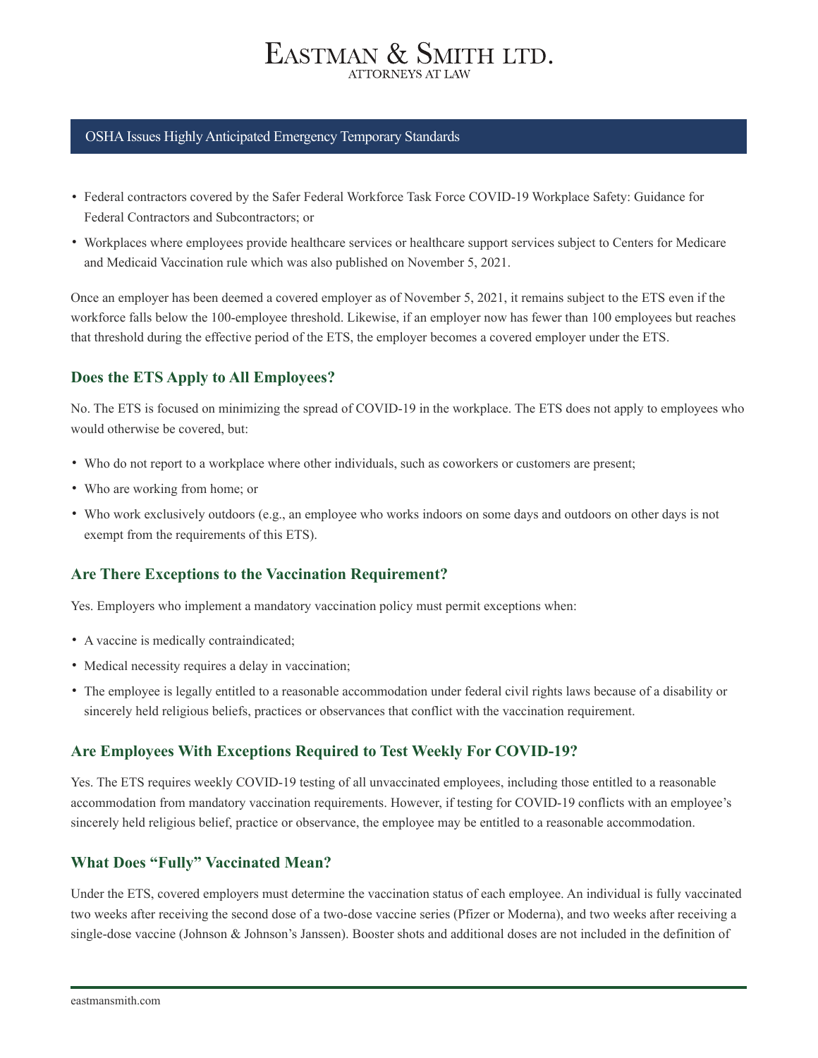- Federal contractors covered by the Safer Federal Workforce Task Force COVID-19 Workplace Safety: Guidance for Federal Contractors and Subcontractors; or
- Workplaces where employees provide healthcare services or healthcare support services subject to Centers for Medicare and Medicaid Vaccination rule which was also published on November 5, 2021.

Once an employer has been deemed a covered employer as of November 5, 2021, it remains subject to the ETS even if the workforce falls below the 100-employee threshold. Likewise, if an employer now has fewer than 100 employees but reaches that threshold during the effective period of the ETS, the employer becomes a covered employer under the ETS.

## Does the ETS Apply to All Employees?

No. The ETS is focused on minimizing the spread of COVID-19 in the workplace. The ETS does not apply to employees who would otherwise be covered, but:

- Who do not report to a workplace where other individuals, such as coworkers or customers are present;
- Who are working from home; or
- Who work exclusively outdoors (e.g., an employee who works indoors on some days and outdoors on other days is not exempt from the requirements of this ETS).

## Are There Exceptions to the Vaccination Requirement?

Yes. Employers who implement a mandatory vaccination policy must permit exceptions when:

- A vaccine is medically contraindicated;
- Medical necessity requires a delay in vaccination;
- The employee is legally entitled to a reasonable accommodation under federal civil rights laws because of a disability or sincerely held religious beliefs, practices or observances that conflict with the vaccination requirement.

## Are Employees With Exceptions Required to Test Weekly For COVID-19?

Yes. The ETS requires weekly COVID-19 testing of all unvaccinated employees, including those entitled to a reasonable accommodation from mandatory vaccination requirements. However, if testing for COVID-19 conflicts with an employee's sincerely held religious belief, practice or observance, the employee may be entitled to a reasonable accommodation.

## What Does "Fully" Vaccinated Mean?

Under the ETS, covered employers must determine the vaccination status of each employee. An individual is fully vaccinated two weeks after receiving the second dose of a two-dose vaccine series (Pfizer or Moderna), and two weeks after receiving a single-dose vaccine (Johnson & Johnson's Janssen). Booster shots and additional doses are not included in the definition of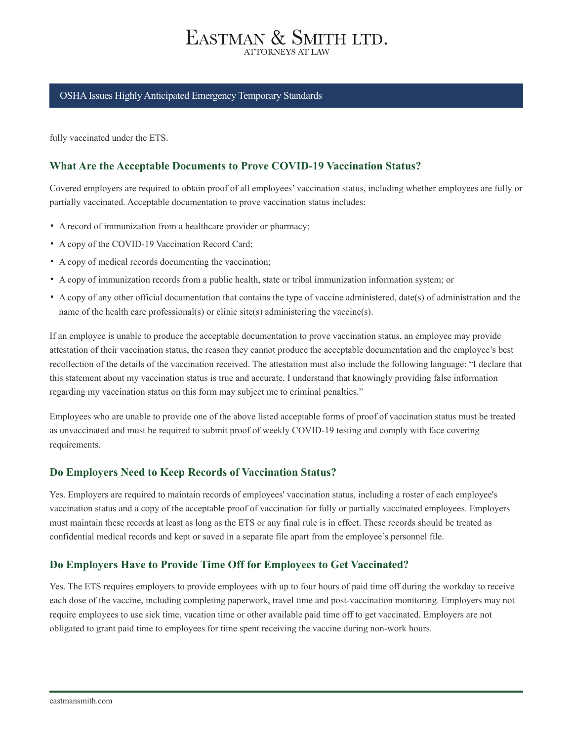fully vaccinated under the ETS.

## What Are the Acceptable Documents to Prove COVID-19 Vaccination Status?

Covered employers are required to obtain proof of all employees' vaccination status, including whether employees are fully or partially vaccinated. Acceptable documentation to prove vaccination status includes:

- A record of immunization from a healthcare provider or pharmacy;
- A copy of the COVID-19 Vaccination Record Card;
- A copy of medical records documenting the vaccination;
- A copy of immunization records from a public health, state or tribal immunization information system; or
- A copy of any other official documentation that contains the type of vaccine administered, date(s) of administration and the name of the health care professional(s) or clinic site(s) administering the vaccine(s).

If an employee is unable to produce the acceptable documentation to prove vaccination status, an employee may provide attestation of their vaccination status, the reason they cannot produce the acceptable documentation and the employee's best recollection of the details of the vaccination received. The attestation must also include the following language: "I declare that this statement about my vaccination status is true and accurate. I understand that knowingly providing false information regarding my vaccination status on this form may subject me to criminal penalties."

Employees who are unable to provide one of the above listed acceptable forms of proof of vaccination status must be treated as unvaccinated and must be required to submit proof of weekly COVID-19 testing and comply with face covering requirements.

## Do Employers Need to Keep Records of Vaccination Status?

Yes. Employers are required to maintain records of employees' vaccination status, including a roster of each employee's vaccination status and a copy of the acceptable proof of vaccination for fully or partially vaccinated employees. Employers must maintain these records at least as long as the ETS or any final rule is in effect. These records should be treated as confidential medical records and kept or saved in a separate file apart from the employee's personnel file.

## Do Employers Have to Provide Time Off for Employees to Get Vaccinated?

Yes. The ETS requires employers to provide employees with up to four hours of paid time off during the workday to receive each dose of the vaccine, including completing paperwork, travel time and post-vaccination monitoring. Employers may not require employees to use sick time, vacation time or other available paid time off to get vaccinated. Employers are not obligated to grant paid time to employees for time spent receiving the vaccine during non-work hours.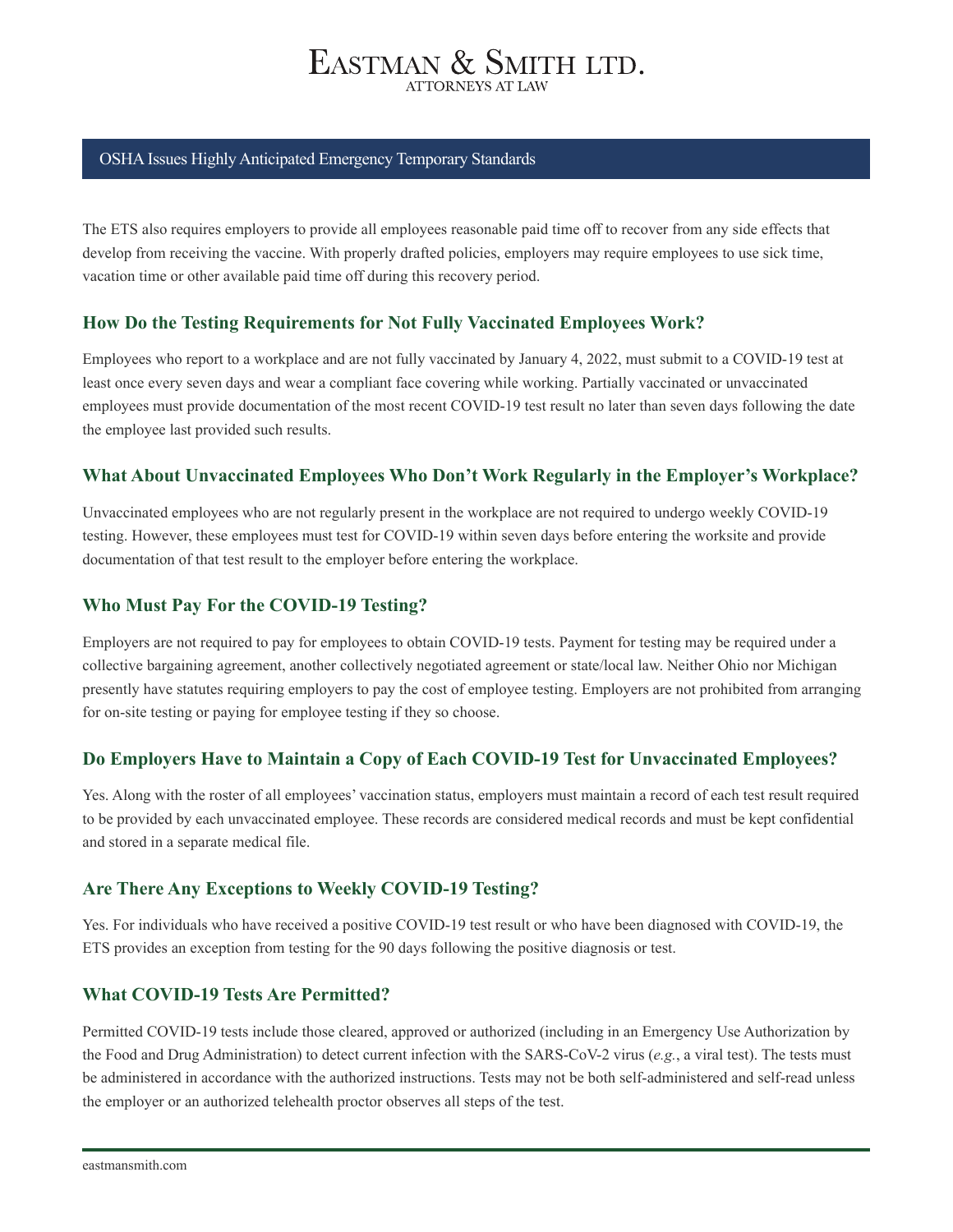The ETS also requires employers to provide all employees reasonable paid time off to recover from any side effects that develop from receiving the vaccine. With properly drafted policies, employers may require employees to use sick time, vacation time or other available paid time off during this recovery period.

### How Do the Testing Requirements for Not Fully Vaccinated Employees Work?

Employees who report to a workplace and are not fully vaccinated by January 4, 2022, must submit to a COVID-19 test at least once every seven days and wear a compliant face covering while working. Partially vaccinated or unvaccinated employees must provide documentation of the most recent COVID-19 test result no later than seven days following the date the employee last provided such results.

### What About Unvaccinated Employees Who Don't Work Regularly in the Employer's Workplace?

Unvaccinated employees who are not regularly present in the workplace are not required to undergo weekly COVID-19 testing. However, these employees must test for COVID-19 within seven days before entering the worksite and provide documentation of that test result to the employer before entering the workplace.

### Who Must Pay For the COVID-19 Testing?

Employers are not required to pay for employees to obtain COVID-19 tests. Payment for testing may be required under a collective bargaining agreement, another collectively negotiated agreement or state/local law. Neither Ohio nor Michigan presently have statutes requiring employers to pay the cost of employee testing. Employers are not prohibited from arranging for on-site testing or paying for employee testing if they so choose.

### Do Employers Have to Maintain a Copy of Each COVID-19 Test for Unvaccinated Employees?

Yes. Along with the roster of all employees' vaccination status, employers must maintain a record of each test result required to be provided by each unvaccinated employee. These records are considered medical records and must be kept confidential and stored in a separate medical file.

### Are There Any Exceptions to Weekly COVID-19 Testing?

Yes. For individuals who have received a positive COVID-19 test result or who have been diagnosed with COVID-19, the ETS provides an exception from testing for the 90 days following the positive diagnosis or test.

### What COVID-19 Tests Are Permitted?

Permitted COVID-19 tests include those cleared, approved or authorized (including in an Emergency Use Authorization by the Food and Drug Administration) to detect current infection with the SARS-CoV-2 virus (*e.g.*, a viral test). The tests must be administered in accordance with the authorized instructions. Tests may not be both self-administered and self-read unless the employer or an authorized telehealth proctor observes all steps of the test.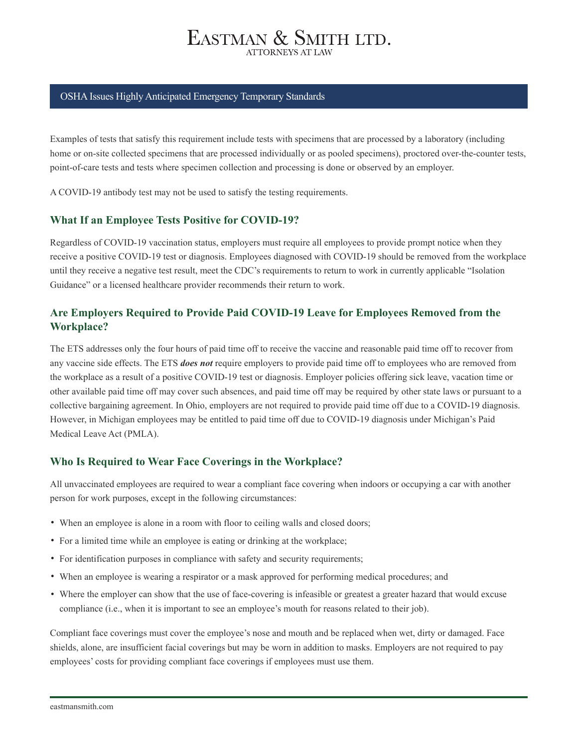Examples of tests that satisfy this requirement include tests with specimens that are processed by a laboratory (including home or on-site collected specimens that are processed individually or as pooled specimens), proctored over-the-counter tests, point-of-care tests and tests where specimen collection and processing is done or observed by an employer.

A COVID-19 antibody test may not be used to satisfy the testing requirements.

## What If an Employee Tests Positive for COVID-19?

Regardless of COVID-19 vaccination status, employers must require all employees to provide prompt notice when they receive a positive COVID-19 test or diagnosis. Employees diagnosed with COVID-19 should be removed from the workplace until they receive a negative test result, meet the CDC's requirements to return to work in currently applicable "Isolation Guidance" or a licensed healthcare provider recommends their return to work.

## Are Employers Required to Provide Paid COVID-19 Leave for Employees Removed from the Workplace?

The ETS addresses only the four hours of paid time off to receive the vaccine and reasonable paid time off to recover from any vaccine side effects. The ETS ***does not*** require employers to provide paid time off to employees who are removed from the workplace as a result of a positive COVID-19 test or diagnosis. Employer policies offering sick leave, vacation time or other available paid time off may cover such absences, and paid time off may be required by other state laws or pursuant to a collective bargaining agreement. In Ohio, employers are not required to provide paid time off due to a COVID-19 diagnosis. However, in Michigan employees may be entitled to paid time off due to COVID-19 diagnosis under Michigan's Paid Medical Leave Act (PMLA).

## Who Is Required to Wear Face Coverings in the Workplace?

All unvaccinated employees are required to wear a compliant face covering when indoors or occupying a car with another person for work purposes, except in the following circumstances:

- When an employee is alone in a room with floor to ceiling walls and closed doors;
- For a limited time while an employee is eating or drinking at the workplace;
- For identification purposes in compliance with safety and security requirements;
- When an employee is wearing a respirator or a mask approved for performing medical procedures; and
- Where the employer can show that the use of face-covering is infeasible or greatest a greater hazard that would excuse compliance (i.e., when it is important to see an employee's mouth for reasons related to their job).

Compliant face coverings must cover the employee's nose and mouth and be replaced when wet, dirty or damaged. Face shields, alone, are insufficient facial coverings but may be worn in addition to masks. Employers are not required to pay employees' costs for providing compliant face coverings if employees must use them.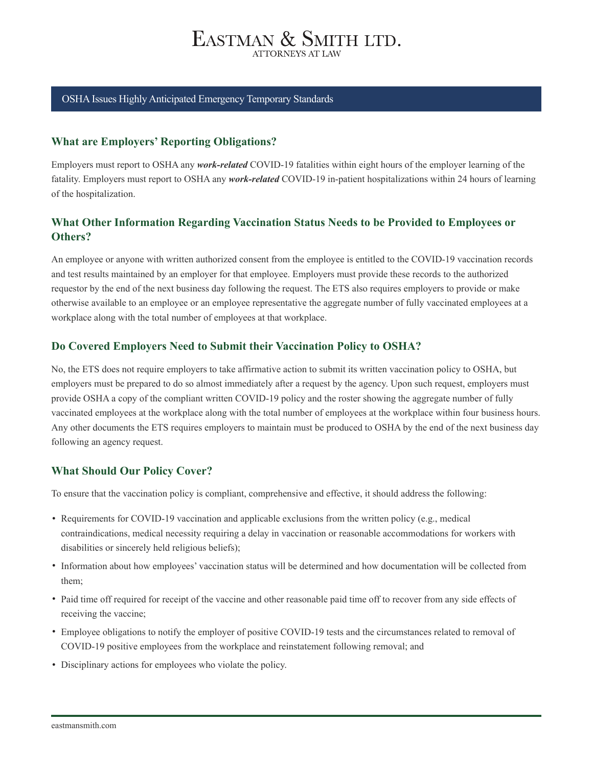## What are Employers' Reporting Obligations?

Employers must report to OSHA any ***work-related*** COVID-19 fatalities within eight hours of the employer learning of the fatality. Employers must report to OSHA any ***work-related*** COVID-19 in-patient hospitalizations within 24 hours of learning of the hospitalization.

## What Other Information Regarding Vaccination Status Needs to be Provided to Employees or Others?

An employee or anyone with written authorized consent from the employee is entitled to the COVID-19 vaccination records and test results maintained by an employer for that employee. Employers must provide these records to the authorized requestor by the end of the next business day following the request. The ETS also requires employers to provide or make otherwise available to an employee or an employee representative the aggregate number of fully vaccinated employees at a workplace along with the total number of employees at that workplace.

## Do Covered Employers Need to Submit their Vaccination Policy to OSHA?

No, the ETS does not require employers to take affirmative action to submit its written vaccination policy to OSHA, but employers must be prepared to do so almost immediately after a request by the agency. Upon such request, employers must provide OSHA a copy of the compliant written COVID-19 policy and the roster showing the aggregate number of fully vaccinated employees at the workplace along with the total number of employees at the workplace within four business hours. Any other documents the ETS requires employers to maintain must be produced to OSHA by the end of the next business day following an agency request.

## What Should Our Policy Cover?

To ensure that the vaccination policy is compliant, comprehensive and effective, it should address the following:

- Requirements for COVID-19 vaccination and applicable exclusions from the written policy (e.g., medical contraindications, medical necessity requiring a delay in vaccination or reasonable accommodations for workers with disabilities or sincerely held religious beliefs);
- Information about how employees' vaccination status will be determined and how documentation will be collected from them;
- Paid time off required for receipt of the vaccine and other reasonable paid time off to recover from any side effects of receiving the vaccine;
- Employee obligations to notify the employer of positive COVID-19 tests and the circumstances related to removal of COVID-19 positive employees from the workplace and reinstatement following removal; and
- Disciplinary actions for employees who violate the policy.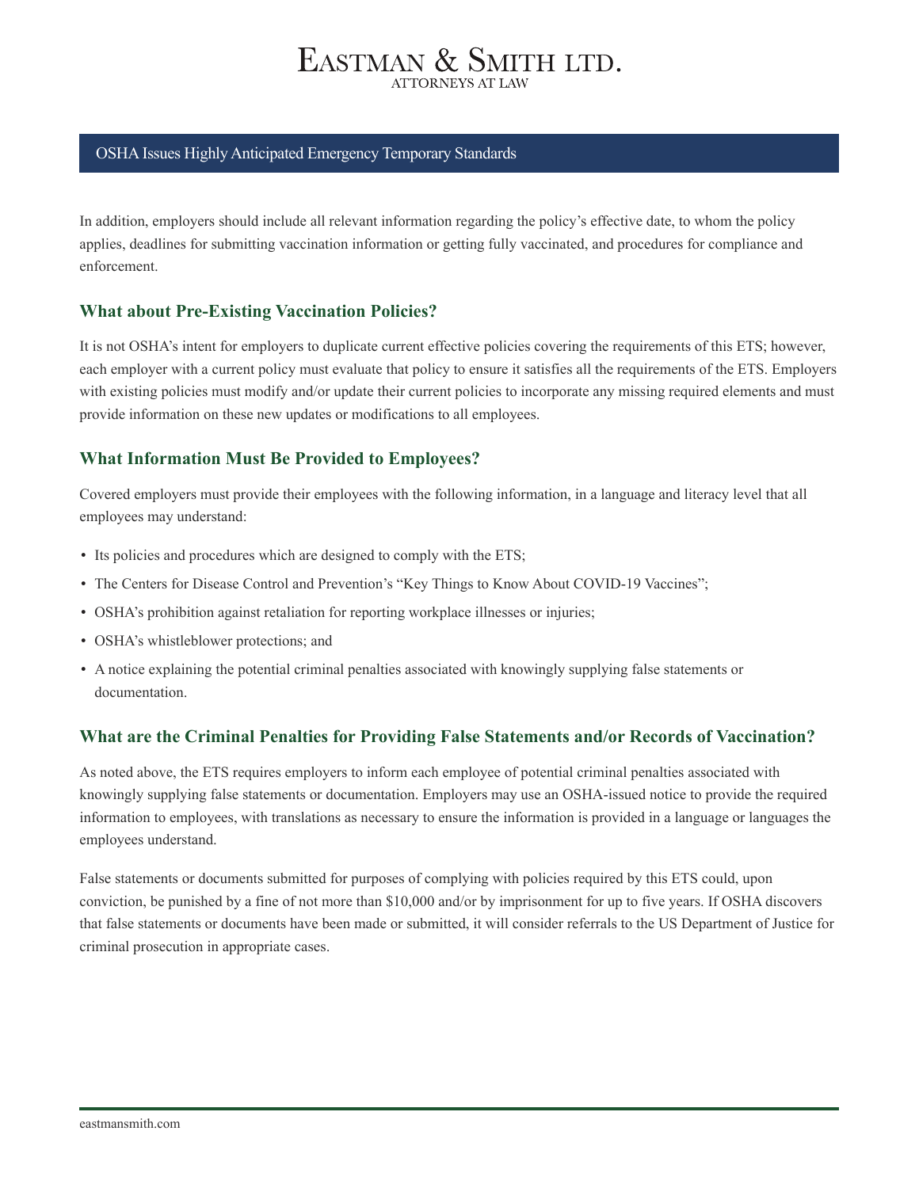In addition, employers should include all relevant information regarding the policy's effective date, to whom the policy applies, deadlines for submitting vaccination information or getting fully vaccinated, and procedures for compliance and enforcement.

## What about Pre-Existing Vaccination Policies?

It is not OSHA's intent for employers to duplicate current effective policies covering the requirements of this ETS; however, each employer with a current policy must evaluate that policy to ensure it satisfies all the requirements of the ETS. Employers with existing policies must modify and/or update their current policies to incorporate any missing required elements and must provide information on these new updates or modifications to all employees.

## What Information Must Be Provided to Employees?

Covered employers must provide their employees with the following information, in a language and literacy level that all employees may understand:

- Its policies and procedures which are designed to comply with the ETS;
- The Centers for Disease Control and Prevention's "Key Things to Know About COVID-19 Vaccines";
- OSHA's prohibition against retaliation for reporting workplace illnesses or injuries;
- OSHA's whistleblower protections; and
- A notice explaining the potential criminal penalties associated with knowingly supplying false statements or documentation.

## What are the Criminal Penalties for Providing False Statements and/or Records of Vaccination?

As noted above, the ETS requires employers to inform each employee of potential criminal penalties associated with knowingly supplying false statements or documentation. Employers may use an OSHA-issued notice to provide the required information to employees, with translations as necessary to ensure the information is provided in a language or languages the employees understand.

False statements or documents submitted for purposes of complying with policies required by this ETS could, upon conviction, be punished by a fine of not more than $10,000 and/or by imprisonment for up to five years. If OSHA discovers that false statements or documents have been made or submitted, it will consider referrals to the US Department of Justice for criminal prosecution in appropriate cases.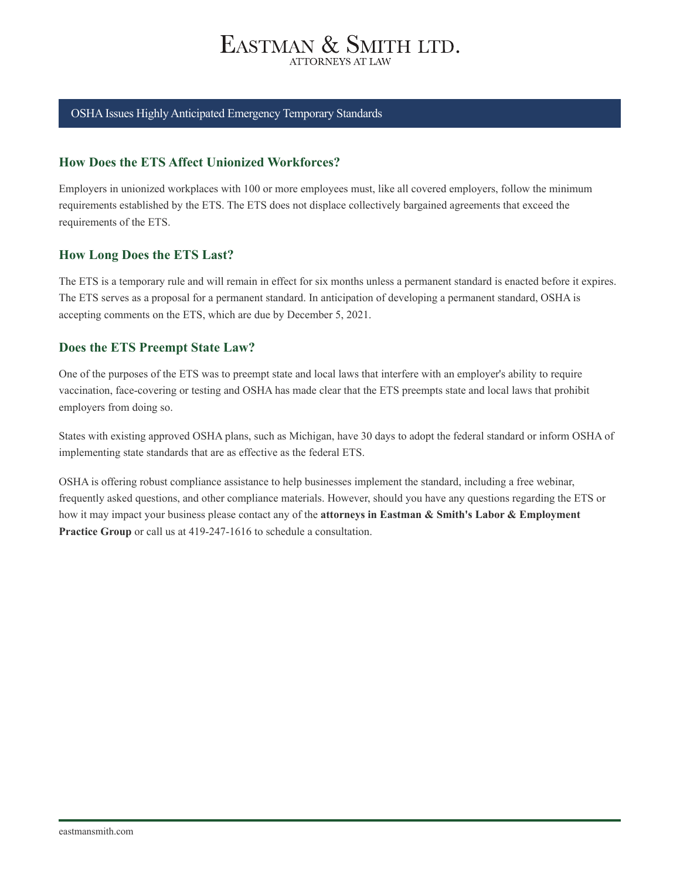## How Does the ETS Affect Unionized Workforces?

Employers in unionized workplaces with 100 or more employees must, like all covered employers, follow the minimum requirements established by the ETS. The ETS does not displace collectively bargained agreements that exceed the requirements of the ETS.

## How Long Does the ETS Last?

The ETS is a temporary rule and will remain in effect for six months unless a permanent standard is enacted before it expires. The ETS serves as a proposal for a permanent standard. In anticipation of developing a permanent standard, OSHA is accepting comments on the ETS, which are due by December 5, 2021.

## Does the ETS Preempt State Law?

One of the purposes of the ETS was to preempt state and local laws that interfere with an employer's ability to require vaccination, face-covering or testing and OSHA has made clear that the ETS preempts state and local laws that prohibit employers from doing so.

States with existing approved OSHA plans, such as Michigan, have 30 days to adopt the federal standard or inform OSHA of implementing state standards that are as effective as the federal ETS.

OSHA is offering robust compliance assistance to help businesses implement the standard, including a free webinar, frequently asked questions, and other compliance materials. However, should you have any questions regarding the ETS or how it may impact your business please contact any of the **attorneys in Eastman & Smith's Labor & Employment Practice Group** or call us at 419-247-1616 to schedule a consultation.